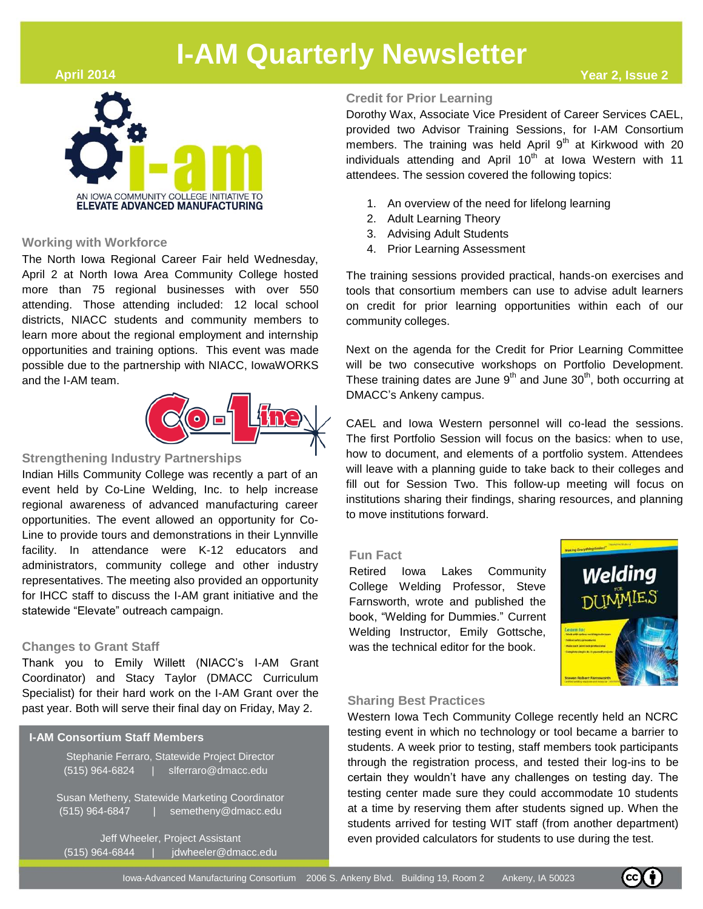# I-AM Quarterly Newsletter

April 2014 | Year 2, Issue 2

AN IOWA COMMUNITY COLLEGE INITIATIVE TO ELEVATE ADVANCED MANUFACTURING

### Working with Workforce

The North Iowa Regional Career Fair held Wednesday, April 2 at North Iowa Area Community College hosted more than 75 regional businesses with over 550 attending. Those attending included: 12 local school districts, NIACC students and community members to learn more about the regional employment and internship opportunities and training options. This event was made possible due to the partnership with NIACC, IowaWORKS and the I-AM team.

### Strengthening Industry Partnerships

Indian Hills Community College was recently a part of an event held by Co-Line Welding, Inc. to help increase regional awareness of advanced manufacturing career opportunities. The event allowed an opportunity for Co-Line to provide tours and demonstrations in their Lynnville facility. In attendance were K-12 educators and administrators, community college and other industry representatives. The meeting also provided an opportunity for IHCC staff to discuss the I-AM grant initiative and the statewide "Elevate" outreach campaign.

### Changes to Grant Staff

Thank you to Emily Willett (NIACC's I-AM Grant Coordinator) and Stacy Taylor (DMACC Curriculum Specialist) for their hard work on the I-AM Grant over the past year. Both will serve their final day on Friday, May 2.

**I-AM Consortium Staff Members**

Stephanie Ferraro, Statewide Project Director
(515) 964-6824 | slferraro@dmacc.edu

Susan Metheny, Statewide Marketing Coordinator
(515) 964-6847 | semetheny@dmacc.edu

Jeff Wheeler, Project Assistant
(515) 964-6844 | jdwheeler@dmacc.edu

### Credit for Prior Learning

Dorothy Wax, Associate Vice President of Career Services CAEL, provided two Advisor Training Sessions, for I-AM Consortium members. The training was held April 9th at Kirkwood with 20 individuals attending and April 10th at Iowa Western with 11 attendees. The session covered the following topics:

1. An overview of the need for lifelong learning
2. Adult Learning Theory
3. Advising Adult Students
4. Prior Learning Assessment

The training sessions provided practical, hands-on exercises and tools that consortium members can use to advise adult learners on credit for prior learning opportunities within each of our community colleges.

Next on the agenda for the Credit for Prior Learning Committee will be two consecutive workshops on Portfolio Development. These training dates are June 9th and June 30th, both occurring at DMACC's Ankeny campus.

CAEL and Iowa Western personnel will co-lead the sessions. The first Portfolio Session will focus on the basics: when to use, how to document, and elements of a portfolio system. Attendees will leave with a planning guide to take back to their colleges and fill out for Session Two. This follow-up meeting will focus on institutions sharing their findings, sharing resources, and planning to move institutions forward.

### Fun Fact

Retired Iowa Lakes Community College Welding Professor, Steve Farnsworth, wrote and published the book, "Welding for Dummies." Current Welding Instructor, Emily Gottsche, was the technical editor for the book.

### Sharing Best Practices

Western Iowa Tech Community College recently held an NCRC testing event in which no technology or tool became a barrier to students. A week prior to testing, staff members took participants through the registration process, and tested their log-ins to be certain they wouldn't have any challenges on testing day. The testing center made sure they could accommodate 10 students at a time by reserving them after students signed up. When the students arrived for testing WIT staff (from another department) even provided calculators for students to use during the test.

Iowa-Advanced Manufacturing Consortium 2006 S. Ankeny Blvd. Building 19, Room 2 Ankeny, IA 50023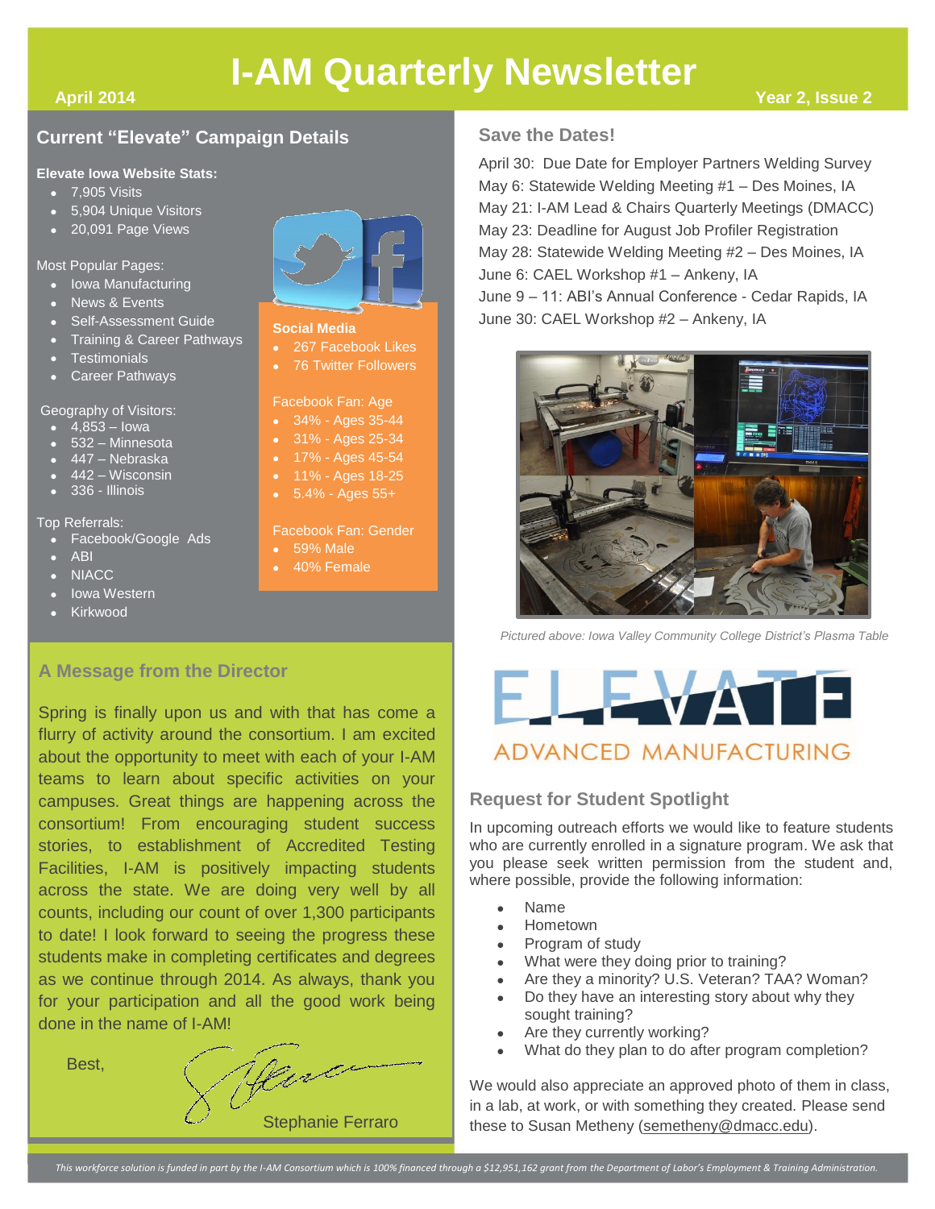# I-AM Quarterly Newsletter

**April 2014** **Year 2, Issue 2**

## Current "Elevate" Campaign Details

**Elevate Iowa Website Stats:**

- 7,905 Visits
- 5,904 Unique Visitors
- 20,091 Page Views

Most Popular Pages:

- Iowa Manufacturing
- News & Events
- Self-Assessment Guide
- Training & Career Pathways
- Testimonials
- Career Pathways

Geography of Visitors:

- 4,853 – Iowa
- 532 – Minnesota
- 447 – Nebraska
- 442 – Wisconsin
- 336 - Illinois

Top Referrals:

- Facebook/Google Ads
- ABI
- NIACC
- Iowa Western
- Kirkwood

**Social Media**

- 267 Facebook Likes
- 76 Twitter Followers

Facebook Fan: Age

- 34% - Ages 35-44
- 31% - Ages 25-34
- 17% - Ages 45-54
- 11% - Ages 18-25
- 5.4% - Ages 55+

Facebook Fan: Gender

- 59% Male
- 40% Female

## A Message from the Director

Spring is finally upon us and with that has come a flurry of activity around the consortium. I am excited about the opportunity to meet with each of your I-AM teams to learn about specific activities on your campuses. Great things are happening across the consortium! From encouraging student success stories, to establishment of Accredited Testing Facilities, I-AM is positively impacting students across the state. We are doing very well by all counts, including our count of over 1,300 participants to date! I look forward to seeing the progress these students make in completing certificates and degrees as we continue through 2014. As always, thank you for your participation and all the good work being done in the name of I-AM!

Best,

Stephanie Ferraro

## Save the Dates!

April 30: Due Date for Employer Partners Welding Survey
May 6: Statewide Welding Meeting #1 – Des Moines, IA
May 21: I-AM Lead & Chairs Quarterly Meetings (DMACC)
May 23: Deadline for August Job Profiler Registration
May 28: Statewide Welding Meeting #2 – Des Moines, IA
June 6: CAEL Workshop #1 – Ankeny, IA
June 9 – 11: ABI's Annual Conference - Cedar Rapids, IA
June 30: CAEL Workshop #2 – Ankeny, IA

*Pictured above: Iowa Valley Community College District's Plasma Table*

ELEVATE ADVANCED MANUFACTURING

## Request for Student Spotlight

In upcoming outreach efforts we would like to feature students who are currently enrolled in a signature program. We ask that you please seek written permission from the student and, where possible, provide the following information:

- Name
- Hometown
- Program of study
- What were they doing prior to training?
- Are they a minority? U.S. Veteran? TAA? Woman?
- Do they have an interesting story about why they sought training?
- Are they currently working?
- What do they plan to do after program completion?

We would also appreciate an approved photo of them in class, in a lab, at work, or with something they created. Please send these to Susan Metheny (semetheny@dmacc.edu).

*This workforce solution is funded in part by the I-AM Consortium which is 100% financed through a $12,951,162 grant from the Department of Labor's Employment & Training Administration.*